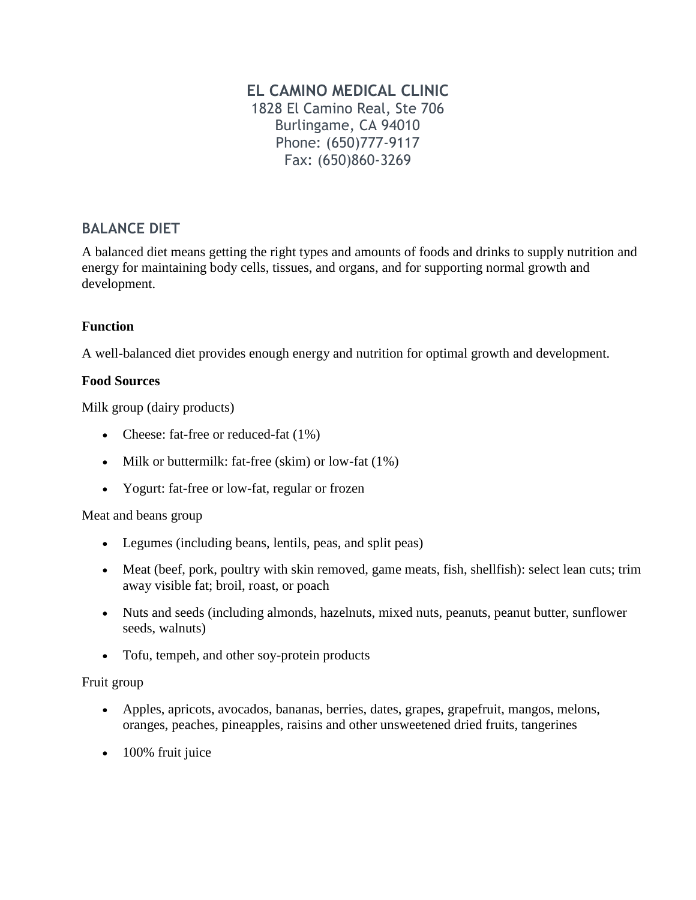# EL CAMINO MEDICAL CLINIC

1828 El Camino Real, Ste 706
Burlingame, CA 94010
Phone: (650)777-9117
Fax: (650)860-3269

## BALANCE DIET

A balanced diet means getting the right types and amounts of foods and drinks to supply nutrition and energy for maintaining body cells, tissues, and organs, and for supporting normal growth and development.

**Function**

A well-balanced diet provides enough energy and nutrition for optimal growth and development.

**Food Sources**

Milk group (dairy products)

- Cheese: fat-free or reduced-fat (1%)
- Milk or buttermilk: fat-free (skim) or low-fat (1%)
- Yogurt: fat-free or low-fat, regular or frozen

Meat and beans group

- Legumes (including beans, lentils, peas, and split peas)
- Meat (beef, pork, poultry with skin removed, game meats, fish, shellfish): select lean cuts; trim away visible fat; broil, roast, or poach
- Nuts and seeds (including almonds, hazelnuts, mixed nuts, peanuts, peanut butter, sunflower seeds, walnuts)
- Tofu, tempeh, and other soy-protein products

Fruit group

- Apples, apricots, avocados, bananas, berries, dates, grapes, grapefruit, mangos, melons, oranges, peaches, pineapples, raisins and other unsweetened dried fruits, tangerines
- 100% fruit juice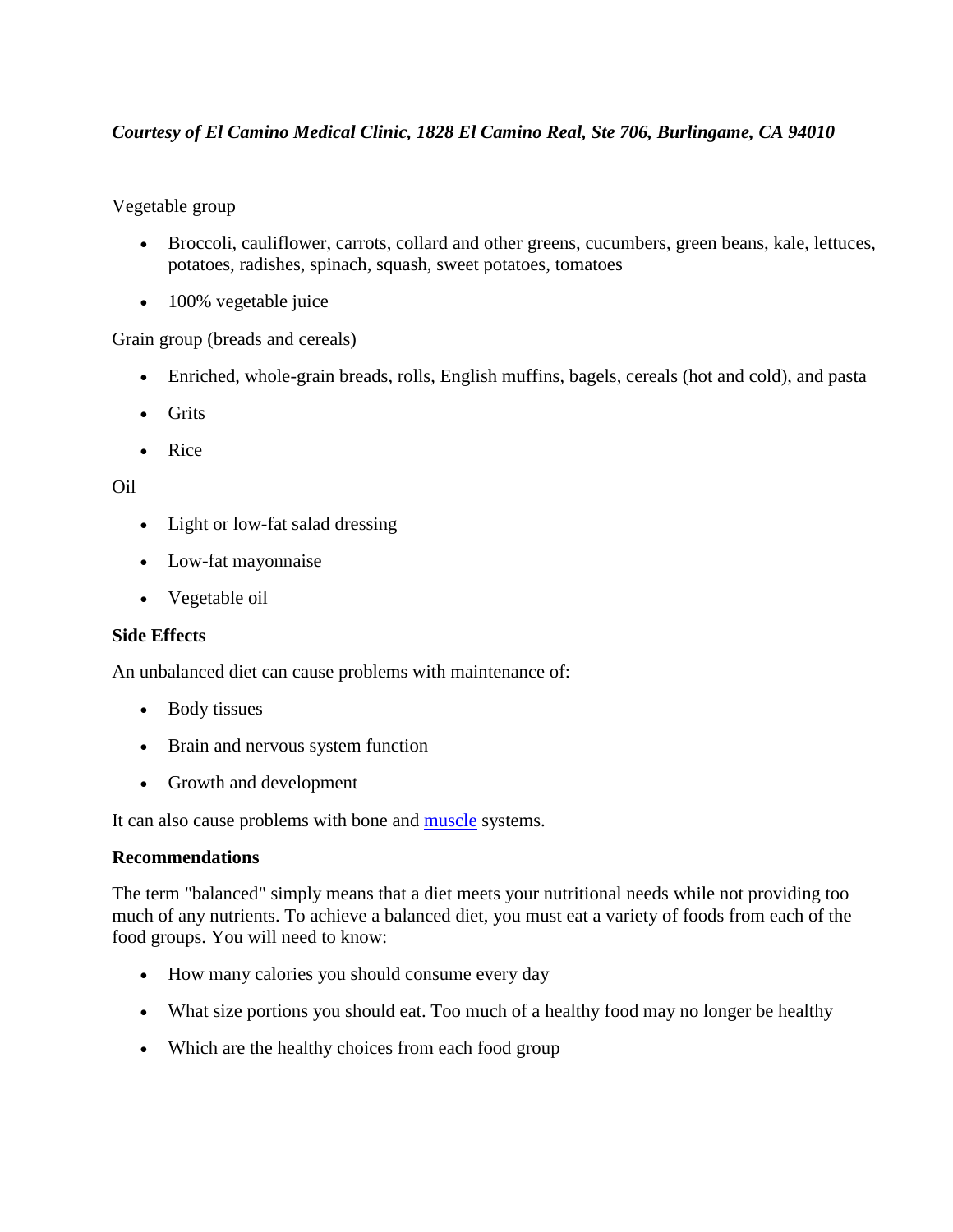*Courtesy of El Camino Medical Clinic, 1828 El Camino Real, Ste 706, Burlingame, CA 94010*

Vegetable group

- Broccoli, cauliflower, carrots, collard and other greens, cucumbers, green beans, kale, lettuces, potatoes, radishes, spinach, squash, sweet potatoes, tomatoes
- 100% vegetable juice

Grain group (breads and cereals)

- Enriched, whole-grain breads, rolls, English muffins, bagels, cereals (hot and cold), and pasta
- Grits
- Rice

Oil

- Light or low-fat salad dressing
- Low-fat mayonnaise
- Vegetable oil

**Side Effects**

An unbalanced diet can cause problems with maintenance of:

- Body tissues
- Brain and nervous system function
- Growth and development

It can also cause problems with bone and muscle systems.

**Recommendations**

The term "balanced" simply means that a diet meets your nutritional needs while not providing too much of any nutrients. To achieve a balanced diet, you must eat a variety of foods from each of the food groups. You will need to know:

- How many calories you should consume every day
- What size portions you should eat. Too much of a healthy food may no longer be healthy
- Which are the healthy choices from each food group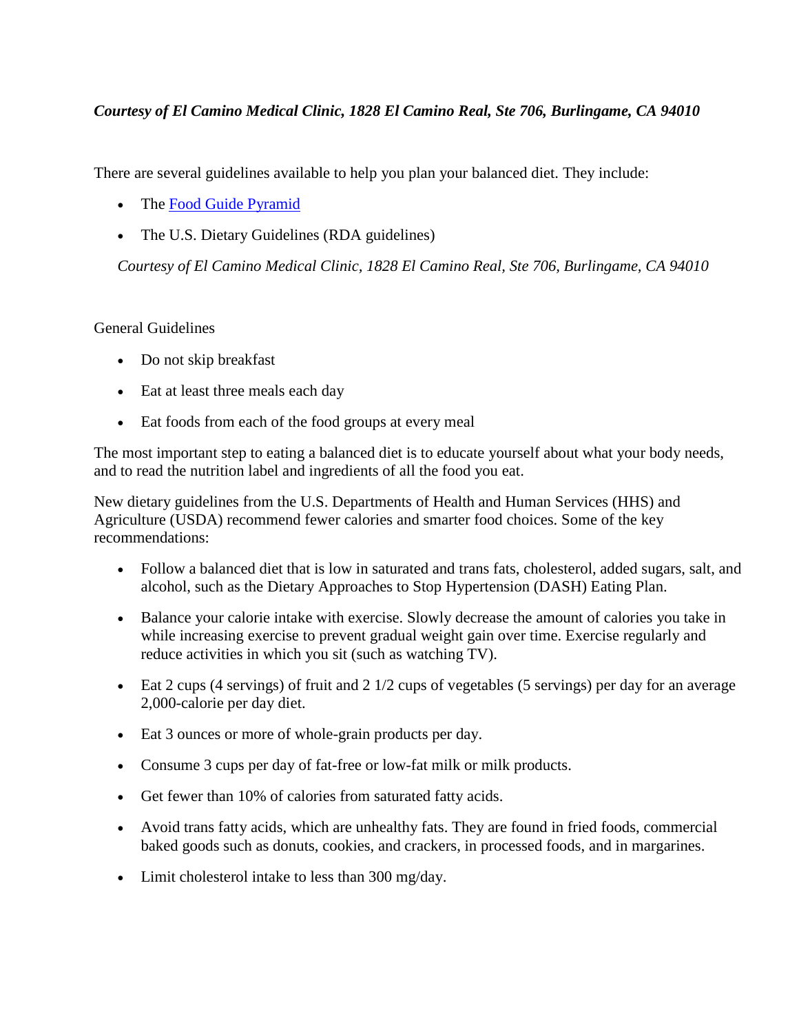***Courtesy of El Camino Medical Clinic, 1828 El Camino Real, Ste 706, Burlingame, CA 94010***

There are several guidelines available to help you plan your balanced diet. They include:

- The [Food Guide Pyramid]()
- The U.S. Dietary Guidelines (RDA guidelines)

*Courtesy of El Camino Medical Clinic, 1828 El Camino Real, Ste 706, Burlingame, CA 94010*

General Guidelines

- Do not skip breakfast
- Eat at least three meals each day
- Eat foods from each of the food groups at every meal

The most important step to eating a balanced diet is to educate yourself about what your body needs, and to read the nutrition label and ingredients of all the food you eat.

New dietary guidelines from the U.S. Departments of Health and Human Services (HHS) and Agriculture (USDA) recommend fewer calories and smarter food choices. Some of the key recommendations:

- Follow a balanced diet that is low in saturated and trans fats, cholesterol, added sugars, salt, and alcohol, such as the Dietary Approaches to Stop Hypertension (DASH) Eating Plan.
- Balance your calorie intake with exercise. Slowly decrease the amount of calories you take in while increasing exercise to prevent gradual weight gain over time. Exercise regularly and reduce activities in which you sit (such as watching TV).
- Eat 2 cups (4 servings) of fruit and 2 1/2 cups of vegetables (5 servings) per day for an average 2,000-calorie per day diet.
- Eat 3 ounces or more of whole-grain products per day.
- Consume 3 cups per day of fat-free or low-fat milk or milk products.
- Get fewer than 10% of calories from saturated fatty acids.
- Avoid trans fatty acids, which are unhealthy fats. They are found in fried foods, commercial baked goods such as donuts, cookies, and crackers, in processed foods, and in margarines.
- Limit cholesterol intake to less than 300 mg/day.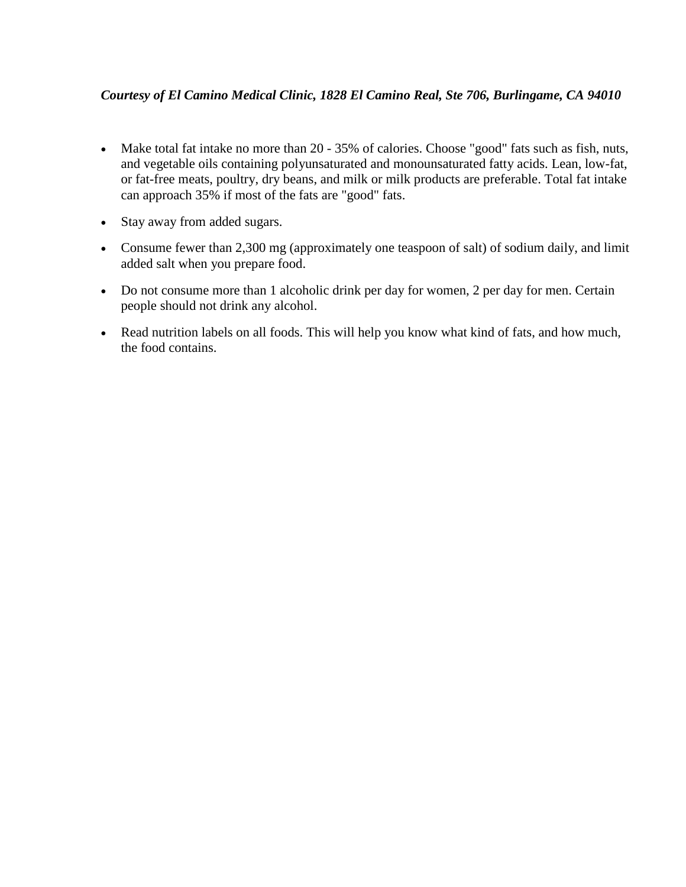***Courtesy of El Camino Medical Clinic, 1828 El Camino Real, Ste 706, Burlingame, CA 94010***

- Make total fat intake no more than 20 - 35% of calories. Choose "good" fats such as fish, nuts, and vegetable oils containing polyunsaturated and monounsaturated fatty acids. Lean, low-fat, or fat-free meats, poultry, dry beans, and milk or milk products are preferable. Total fat intake can approach 35% if most of the fats are "good" fats.
- Stay away from added sugars.
- Consume fewer than 2,300 mg (approximately one teaspoon of salt) of sodium daily, and limit added salt when you prepare food.
- Do not consume more than 1 alcoholic drink per day for women, 2 per day for men. Certain people should not drink any alcohol.
- Read nutrition labels on all foods. This will help you know what kind of fats, and how much, the food contains.